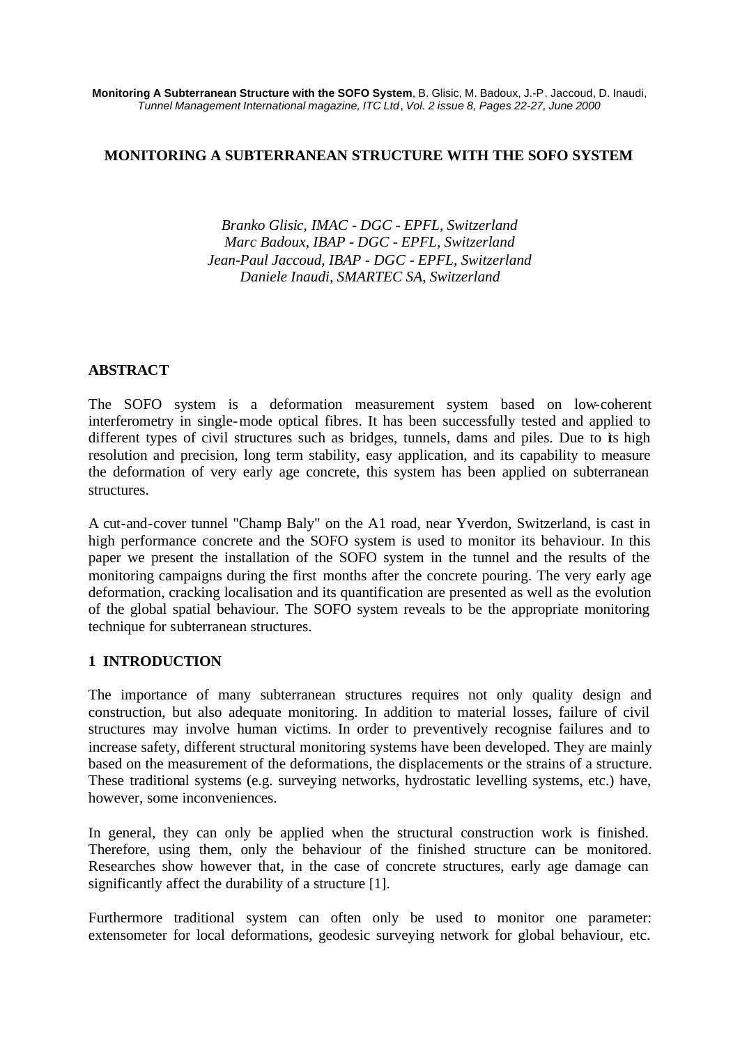**Monitoring A Subterranean Structure with the SOFO System**, B. Glisic, M. Badoux, J.-P. Jaccoud, D. Inaudi, *Tunnel Management International magazine, ITC Ltd*, *Vol. 2 issue 8, Pages 22-27, June 2000*

# MONITORING A SUBTERRANEAN STRUCTURE WITH THE SOFO SYSTEM

*Branko Glisic, IMAC - DGC - EPFL, Switzerland*
*Marc Badoux, IBAP - DGC - EPFL, Switzerland*
*Jean-Paul Jaccoud, IBAP - DGC - EPFL, Switzerland*
*Daniele Inaudi, SMARTEC SA, Switzerland*

## ABSTRACT

The SOFO system is a deformation measurement system based on low-coherent interferometry in single-mode optical fibres. It has been successfully tested and applied to different types of civil structures such as bridges, tunnels, dams and piles. Due to its high resolution and precision, long term stability, easy application, and its capability to measure the deformation of very early age concrete, this system has been applied on subterranean structures.

A cut-and-cover tunnel "Champ Baly" on the A1 road, near Yverdon, Switzerland, is cast in high performance concrete and the SOFO system is used to monitor its behaviour. In this paper we present the installation of the SOFO system in the tunnel and the results of the monitoring campaigns during the first months after the concrete pouring. The very early age deformation, cracking localisation and its quantification are presented as well as the evolution of the global spatial behaviour. The SOFO system reveals to be the appropriate monitoring technique for subterranean structures.

## 1 INTRODUCTION

The importance of many subterranean structures requires not only quality design and construction, but also adequate monitoring. In addition to material losses, failure of civil structures may involve human victims. In order to preventively recognise failures and to increase safety, different structural monitoring systems have been developed. They are mainly based on the measurement of the deformations, the displacements or the strains of a structure. These traditional systems (e.g. surveying networks, hydrostatic levelling systems, etc.) have, however, some inconveniences.

In general, they can only be applied when the structural construction work is finished. Therefore, using them, only the behaviour of the finished structure can be monitored. Researches show however that, in the case of concrete structures, early age damage can significantly affect the durability of a structure [1].

Furthermore traditional system can often only be used to monitor one parameter: extensometer for local deformations, geodesic surveying network for global behaviour, etc.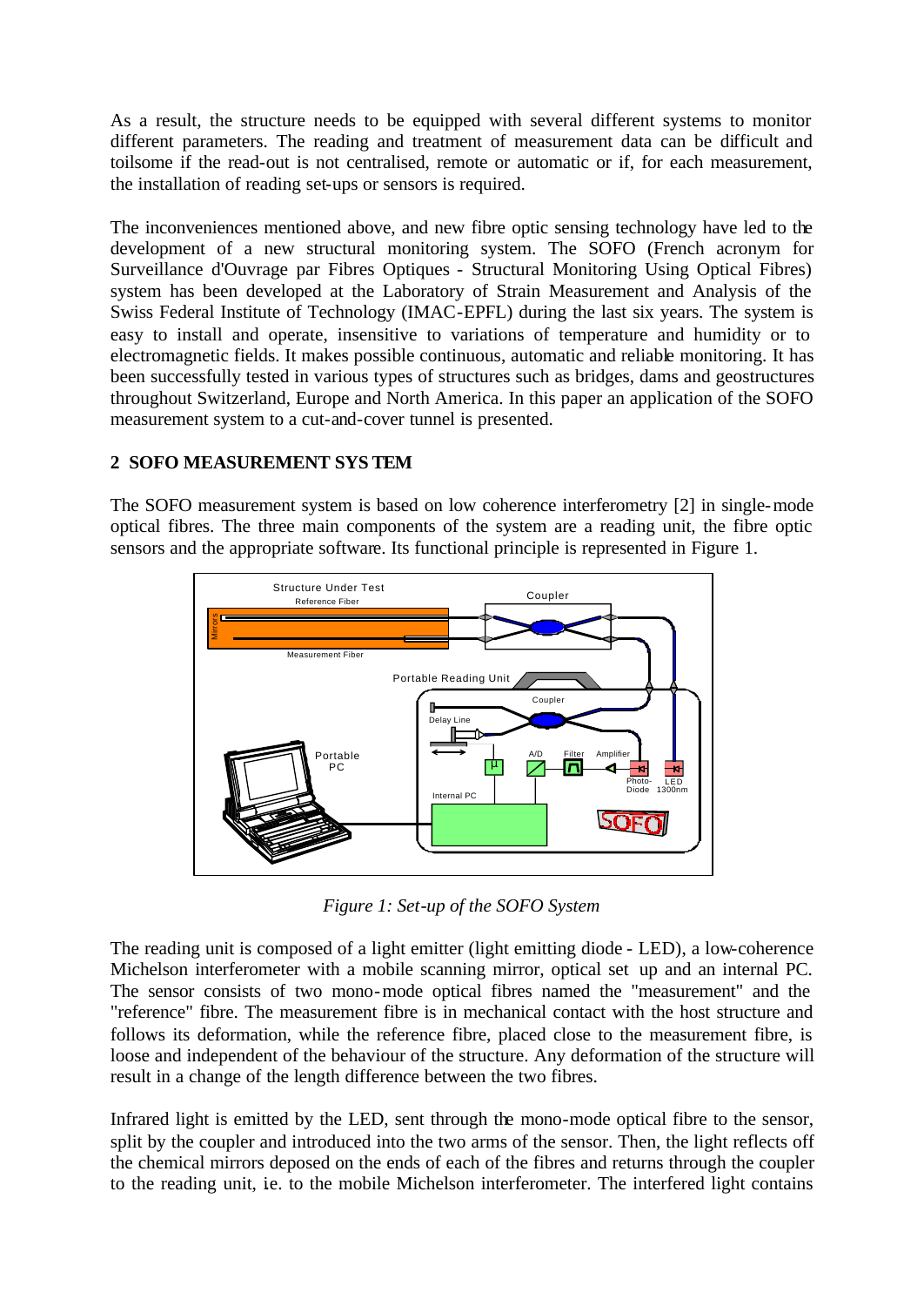As a result, the structure needs to be equipped with several different systems to monitor different parameters. The reading and treatment of measurement data can be difficult and toilsome if the read-out is not centralised, remote or automatic or if, for each measurement, the installation of reading set-ups or sensors is required.

The inconveniences mentioned above, and new fibre optic sensing technology have led to the development of a new structural monitoring system. The SOFO (French acronym for Surveillance d'Ouvrage par Fibres Optiques - Structural Monitoring Using Optical Fibres) system has been developed at the Laboratory of Strain Measurement and Analysis of the Swiss Federal Institute of Technology (IMAC-EPFL) during the last six years. The system is easy to install and operate, insensitive to variations of temperature and humidity or to electromagnetic fields. It makes possible continuous, automatic and reliable monitoring. It has been successfully tested in various types of structures such as bridges, dams and geostructures throughout Switzerland, Europe and North America. In this paper an application of the SOFO measurement system to a cut-and-cover tunnel is presented.

## 2 SOFO MEASUREMENT SYSTEM

The SOFO measurement system is based on low coherence interferometry [2] in single-mode optical fibres. The three main components of the system are a reading unit, the fibre optic sensors and the appropriate software. Its functional principle is represented in Figure 1.

*Figure 1: Set-up of the SOFO System*

The reading unit is composed of a light emitter (light emitting diode - LED), a low-coherence Michelson interferometer with a mobile scanning mirror, optical set up and an internal PC. The sensor consists of two mono-mode optical fibres named the "measurement" and the "reference" fibre. The measurement fibre is in mechanical contact with the host structure and follows its deformation, while the reference fibre, placed close to the measurement fibre, is loose and independent of the behaviour of the structure. Any deformation of the structure will result in a change of the length difference between the two fibres.

Infrared light is emitted by the LED, sent through the mono-mode optical fibre to the sensor, split by the coupler and introduced into the two arms of the sensor. Then, the light reflects off the chemical mirrors deposed on the ends of each of the fibres and returns through the coupler to the reading unit, i.e. to the mobile Michelson interferometer. The interfered light contains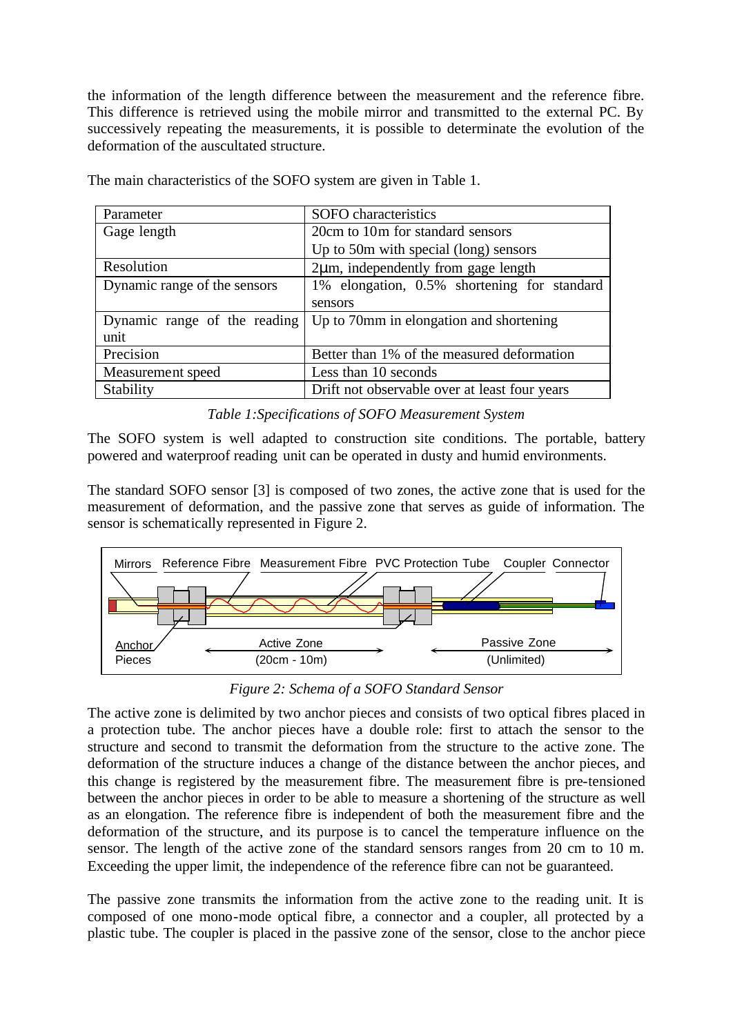the information of the length difference between the measurement and the reference fibre. This difference is retrieved using the mobile mirror and transmitted to the external PC. By successively repeating the measurements, it is possible to determinate the evolution of the deformation of the auscultated structure.

The main characteristics of the SOFO system are given in Table 1.

| Parameter | SOFO characteristics |
|---|---|
| Gage length | 20cm to 10m for standard sensors<br>Up to 50m with special (long) sensors |
| Resolution | 2μm, independently from gage length |
| Dynamic range of the sensors | 1% elongation, 0.5% shortening for standard sensors |
| Dynamic range of the reading unit | Up to 70mm in elongation and shortening |
| Precision | Better than 1% of the measured deformation |
| Measurement speed | Less than 10 seconds |
| Stability | Drift not observable over at least four years |

*Table 1:Specifications of SOFO Measurement System*

The SOFO system is well adapted to construction site conditions. The portable, battery powered and waterproof reading unit can be operated in dusty and humid environments.

The standard SOFO sensor [3] is composed of two zones, the active zone that is used for the measurement of deformation, and the passive zone that serves as guide of information. The sensor is schematically represented in Figure 2.

*Figure 2: Schema of a SOFO Standard Sensor*

The active zone is delimited by two anchor pieces and consists of two optical fibres placed in a protection tube. The anchor pieces have a double role: first to attach the sensor to the structure and second to transmit the deformation from the structure to the active zone. The deformation of the structure induces a change of the distance between the anchor pieces, and this change is registered by the measurement fibre. The measurement fibre is pre-tensioned between the anchor pieces in order to be able to measure a shortening of the structure as well as an elongation. The reference fibre is independent of both the measurement fibre and the deformation of the structure, and its purpose is to cancel the temperature influence on the sensor. The length of the active zone of the standard sensors ranges from 20 cm to 10 m. Exceeding the upper limit, the independence of the reference fibre can not be guaranteed.

The passive zone transmits the information from the active zone to the reading unit. It is composed of one mono-mode optical fibre, a connector and a coupler, all protected by a plastic tube. The coupler is placed in the passive zone of the sensor, close to the anchor piece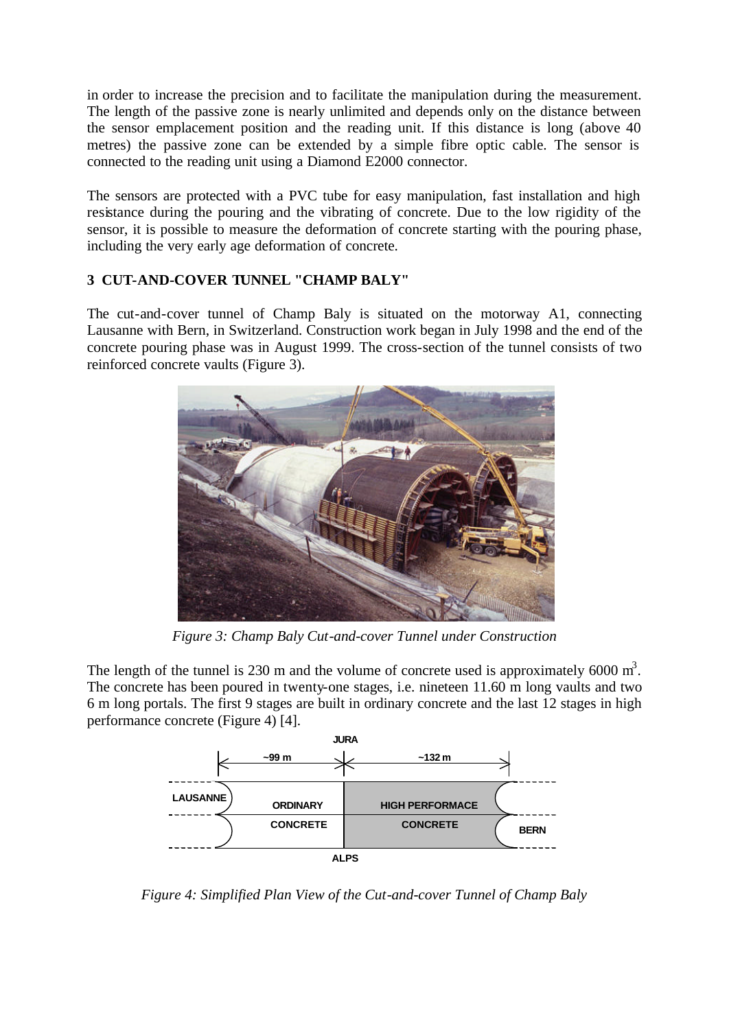in order to increase the precision and to facilitate the manipulation during the measurement. The length of the passive zone is nearly unlimited and depends only on the distance between the sensor emplacement position and the reading unit. If this distance is long (above 40 metres) the passive zone can be extended by a simple fibre optic cable. The sensor is connected to the reading unit using a Diamond E2000 connector.

The sensors are protected with a PVC tube for easy manipulation, fast installation and high resistance during the pouring and the vibrating of concrete. Due to the low rigidity of the sensor, it is possible to measure the deformation of concrete starting with the pouring phase, including the very early age deformation of concrete.

## 3 CUT-AND-COVER TUNNEL "CHAMP BALY"

The cut-and-cover tunnel of Champ Baly is situated on the motorway A1, connecting Lausanne with Bern, in Switzerland. Construction work began in July 1998 and the end of the concrete pouring phase was in August 1999. The cross-section of the tunnel consists of two reinforced concrete vaults (Figure 3).

*Figure 3: Champ Baly Cut-and-cover Tunnel under Construction*

The length of the tunnel is 230 m and the volume of concrete used is approximately 6000 m$^3$. The concrete has been poured in twenty-one stages, i.e. nineteen 11.60 m long vaults and two 6 m long portals. The first 9 stages are built in ordinary concrete and the last 12 stages in high performance concrete (Figure 4) [4].

*Figure 4: Simplified Plan View of the Cut-and-cover Tunnel of Champ Baly*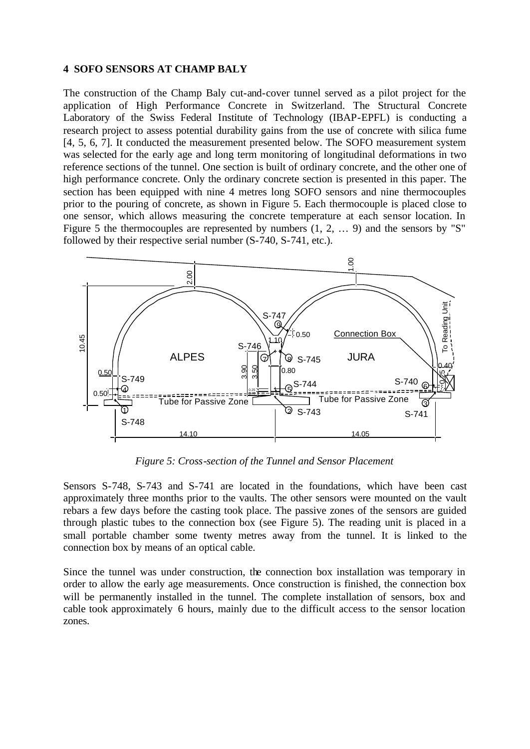## 4 SOFO SENSORS AT CHAMP BALY

The construction of the Champ Baly cut-and-cover tunnel served as a pilot project for the application of High Performance Concrete in Switzerland. The Structural Concrete Laboratory of the Swiss Federal Institute of Technology (IBAP-EPFL) is conducting a research project to assess potential durability gains from the use of concrete with silica fume [4, 5, 6, 7]. It conducted the measurement presented below. The SOFO measurement system was selected for the early age and long term monitoring of longitudinal deformations in two reference sections of the tunnel. One section is built of ordinary concrete, and the other one of high performance concrete. Only the ordinary concrete section is presented in this paper. The section has been equipped with nine 4 metres long SOFO sensors and nine thermocouples prior to the pouring of concrete, as shown in Figure 5. Each thermocouple is placed close to one sensor, which allows measuring the concrete temperature at each sensor location. In Figure 5 the thermocouples are represented by numbers (1, 2, … 9) and the sensors by "S" followed by their respective serial number (S-740, S-741, etc.).

*Figure 5: Cross-section of the Tunnel and Sensor Placement*

Sensors S-748, S-743 and S-741 are located in the foundations, which have been cast approximately three months prior to the vaults. The other sensors were mounted on the vault rebars a few days before the casting took place. The passive zones of the sensors are guided through plastic tubes to the connection box (see Figure 5). The reading unit is placed in a small portable chamber some twenty metres away from the tunnel. It is linked to the connection box by means of an optical cable.

Since the tunnel was under construction, the connection box installation was temporary in order to allow the early age measurements. Once construction is finished, the connection box will be permanently installed in the tunnel. The complete installation of sensors, box and cable took approximately 6 hours, mainly due to the difficult access to the sensor location zones.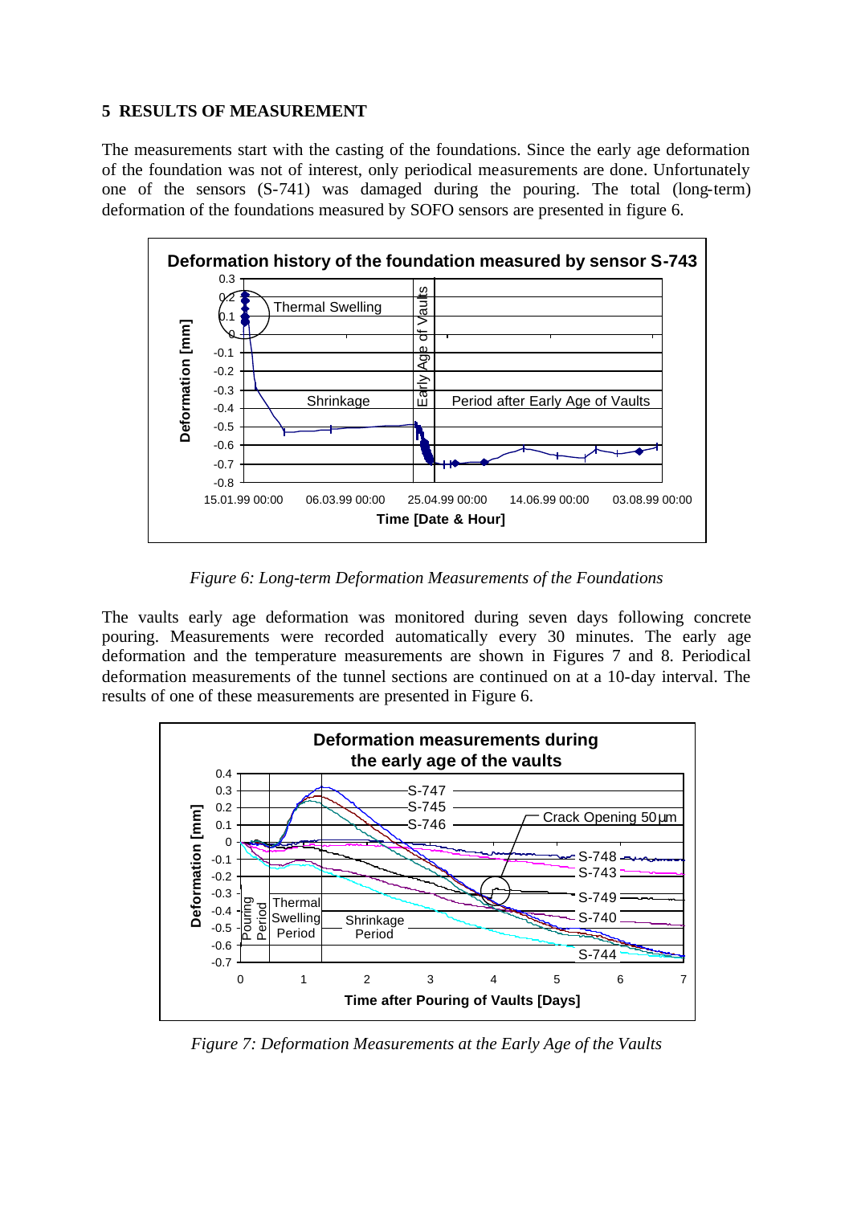## 5 RESULTS OF MEASUREMENT

The measurements start with the casting of the foundations. Since the early age deformation of the foundation was not of interest, only periodical measurements are done. Unfortunately one of the sensors (S-741) was damaged during the pouring. The total (long-term) deformation of the foundations measured by SOFO sensors are presented in figure 6.

*Figure 6: Long-term Deformation Measurements of the Foundations*

The vaults early age deformation was monitored during seven days following concrete pouring. Measurements were recorded automatically every 30 minutes. The early age deformation and the temperature measurements are shown in Figures 7 and 8. Periodical deformation measurements of the tunnel sections are continued on at a 10-day interval. The results of one of these measurements are presented in Figure 6.

*Figure 7: Deformation Measurements at the Early Age of the Vaults*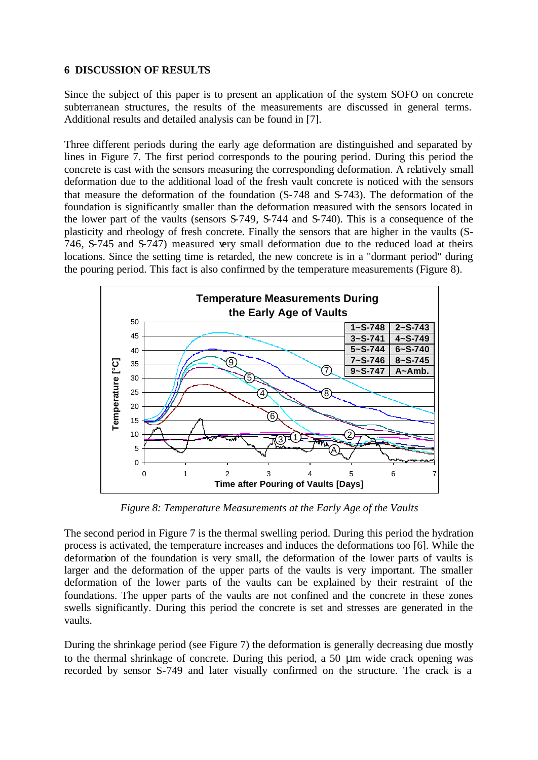## 6 DISCUSSION OF RESULTS

Since the subject of this paper is to present an application of the system SOFO on concrete subterranean structures, the results of the measurements are discussed in general terms. Additional results and detailed analysis can be found in [7].

Three different periods during the early age deformation are distinguished and separated by lines in Figure 7. The first period corresponds to the pouring period. During this period the concrete is cast with the sensors measuring the corresponding deformation. A relatively small deformation due to the additional load of the fresh vault concrete is noticed with the sensors that measure the deformation of the foundation (S-748 and S-743). The deformation of the foundation is significantly smaller than the deformation measured with the sensors located in the lower part of the vaults (sensors S-749, S-744 and S-740). This is a consequence of the plasticity and rheology of fresh concrete. Finally the sensors that are higher in the vaults (S-746, S-745 and S-747) measured very small deformation due to the reduced load at theirs locations. Since the setting time is retarded, the new concrete is in a "dormant period" during the pouring period. This fact is also confirmed by the temperature measurements (Figure 8).

*Figure 8: Temperature Measurements at the Early Age of the Vaults*

The second period in Figure 7 is the thermal swelling period. During this period the hydration process is activated, the temperature increases and induces the deformations too [6]. While the deformation of the foundation is very small, the deformation of the lower parts of vaults is larger and the deformation of the upper parts of the vaults is very important. The smaller deformation of the lower parts of the vaults can be explained by their restraint of the foundations. The upper parts of the vaults are not confined and the concrete in these zones swells significantly. During this period the concrete is set and stresses are generated in the vaults.

During the shrinkage period (see Figure 7) the deformation is generally decreasing due mostly to the thermal shrinkage of concrete. During this period, a 50 μm wide crack opening was recorded by sensor S-749 and later visually confirmed on the structure. The crack is a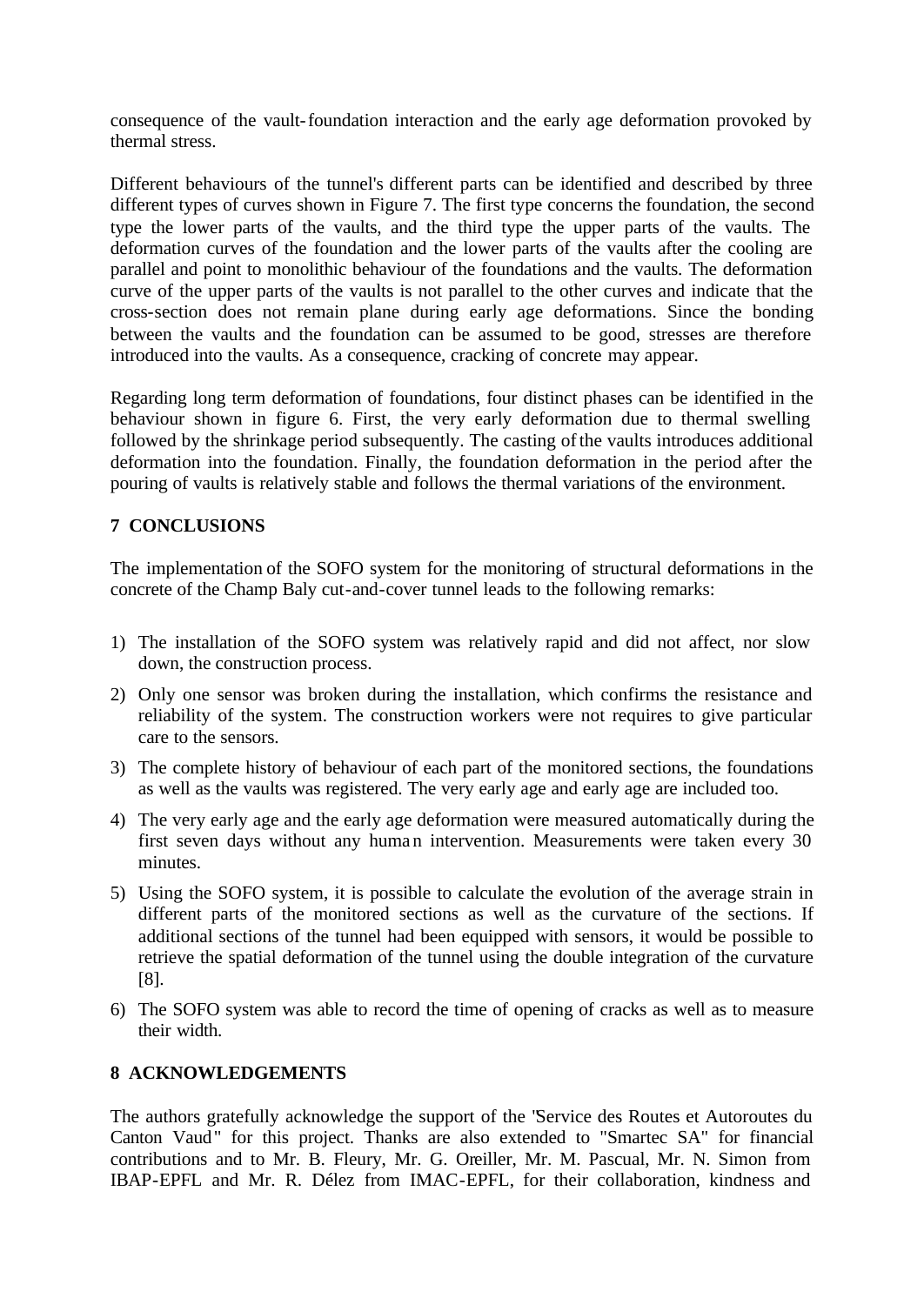consequence of the vault-foundation interaction and the early age deformation provoked by thermal stress.

Different behaviours of the tunnel's different parts can be identified and described by three different types of curves shown in Figure 7. The first type concerns the foundation, the second type the lower parts of the vaults, and the third type the upper parts of the vaults. The deformation curves of the foundation and the lower parts of the vaults after the cooling are parallel and point to monolithic behaviour of the foundations and the vaults. The deformation curve of the upper parts of the vaults is not parallel to the other curves and indicate that the cross-section does not remain plane during early age deformations. Since the bonding between the vaults and the foundation can be assumed to be good, stresses are therefore introduced into the vaults. As a consequence, cracking of concrete may appear.

Regarding long term deformation of foundations, four distinct phases can be identified in the behaviour shown in figure 6. First, the very early deformation due to thermal swelling followed by the shrinkage period subsequently. The casting of the vaults introduces additional deformation into the foundation. Finally, the foundation deformation in the period after the pouring of vaults is relatively stable and follows the thermal variations of the environment.

## 7 CONCLUSIONS

The implementation of the SOFO system for the monitoring of structural deformations in the concrete of the Champ Baly cut-and-cover tunnel leads to the following remarks:

1) The installation of the SOFO system was relatively rapid and did not affect, nor slow down, the construction process.
2) Only one sensor was broken during the installation, which confirms the resistance and reliability of the system. The construction workers were not requires to give particular care to the sensors.
3) The complete history of behaviour of each part of the monitored sections, the foundations as well as the vaults was registered. The very early age and early age are included too.
4) The very early age and the early age deformation were measured automatically during the first seven days without any human intervention. Measurements were taken every 30 minutes.
5) Using the SOFO system, it is possible to calculate the evolution of the average strain in different parts of the monitored sections as well as the curvature of the sections. If additional sections of the tunnel had been equipped with sensors, it would be possible to retrieve the spatial deformation of the tunnel using the double integration of the curvature [8].
6) The SOFO system was able to record the time of opening of cracks as well as to measure their width.

## 8 ACKNOWLEDGEMENTS

The authors gratefully acknowledge the support of the "Service des Routes et Autoroutes du Canton Vaud" for this project. Thanks are also extended to "Smartec SA" for financial contributions and to Mr. B. Fleury, Mr. G. Oreiller, Mr. M. Pascual, Mr. N. Simon from IBAP-EPFL and Mr. R. Délez from IMAC-EPFL, for their collaboration, kindness and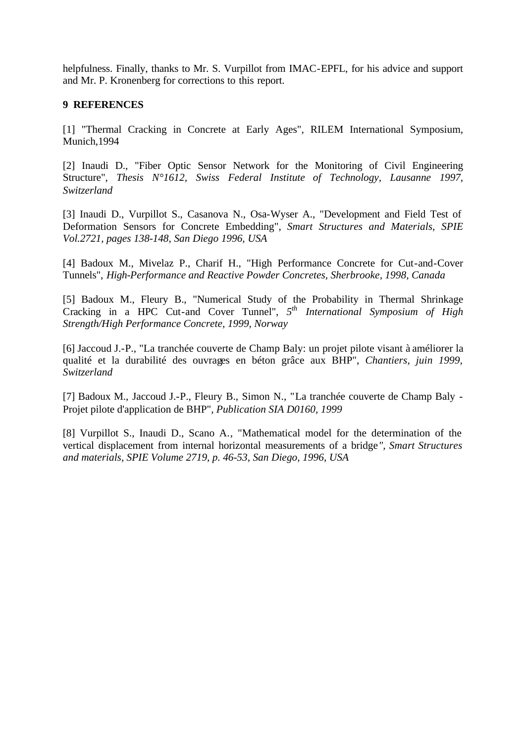helpfulness. Finally, thanks to Mr. S. Vurpillot from IMAC-EPFL, for his advice and support and Mr. P. Kronenberg for corrections to this report.

## 9 REFERENCES

[1] "Thermal Cracking in Concrete at Early Ages", RILEM International Symposium, Munich,1994

[2] Inaudi D., "Fiber Optic Sensor Network for the Monitoring of Civil Engineering Structure", *Thesis N°1612, Swiss Federal Institute of Technology, Lausanne 1997, Switzerland*

[3] Inaudi D., Vurpillot S., Casanova N., Osa-Wyser A., "Development and Field Test of Deformation Sensors for Concrete Embedding", *Smart Structures and Materials, SPIE Vol.2721, pages 138-148, San Diego 1996, USA*

[4] Badoux M., Mivelaz P., Charif H., "High Performance Concrete for Cut-and-Cover Tunnels", *High-Performance and Reactive Powder Concretes, Sherbrooke, 1998, Canada*

[5] Badoux M., Fleury B., "Numerical Study of the Probability in Thermal Shrinkage Cracking in a HPC Cut-and Cover Tunnel", *5th International Symposium of High Strength/High Performance Concrete, 1999, Norway*

[6] Jaccoud J.-P., "La tranchée couverte de Champ Baly: un projet pilote visant à améliorer la qualité et la durabilité des ouvrages en béton grâce aux BHP", *Chantiers, juin 1999, Switzerland*

[7] Badoux M., Jaccoud J.-P., Fleury B., Simon N., "La tranchée couverte de Champ Baly - Projet pilote d'application de BHP", *Publication SIA D0160, 1999*

[8] Vurpillot S., Inaudi D., Scano A., "Mathematical model for the determination of the vertical displacement from internal horizontal measurements of a bridge", *Smart Structures and materials, SPIE Volume 2719, p. 46-53, San Diego, 1996, USA*